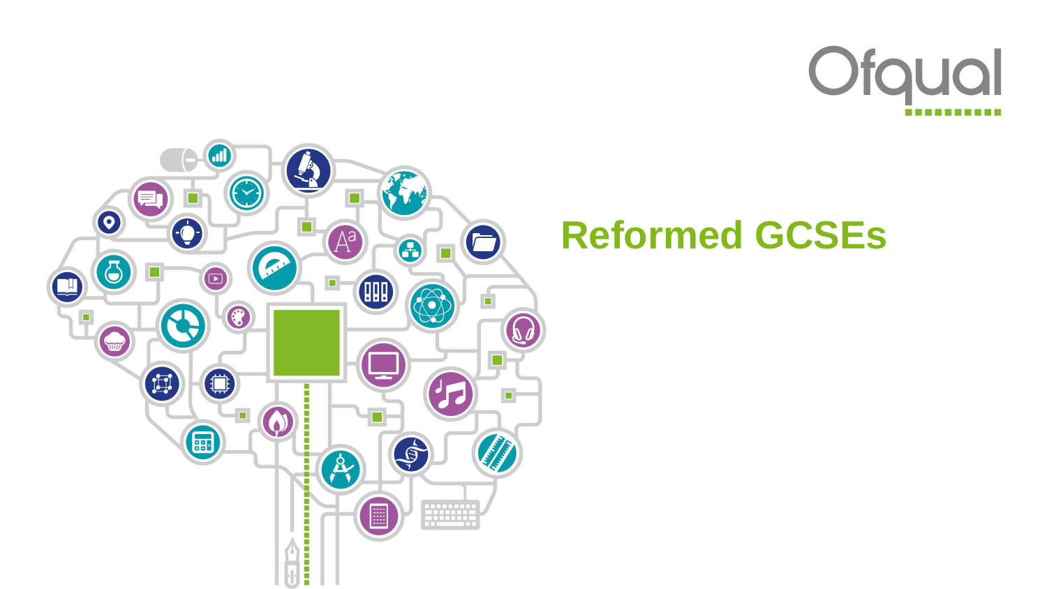Ofqual

# Reformed GCSEs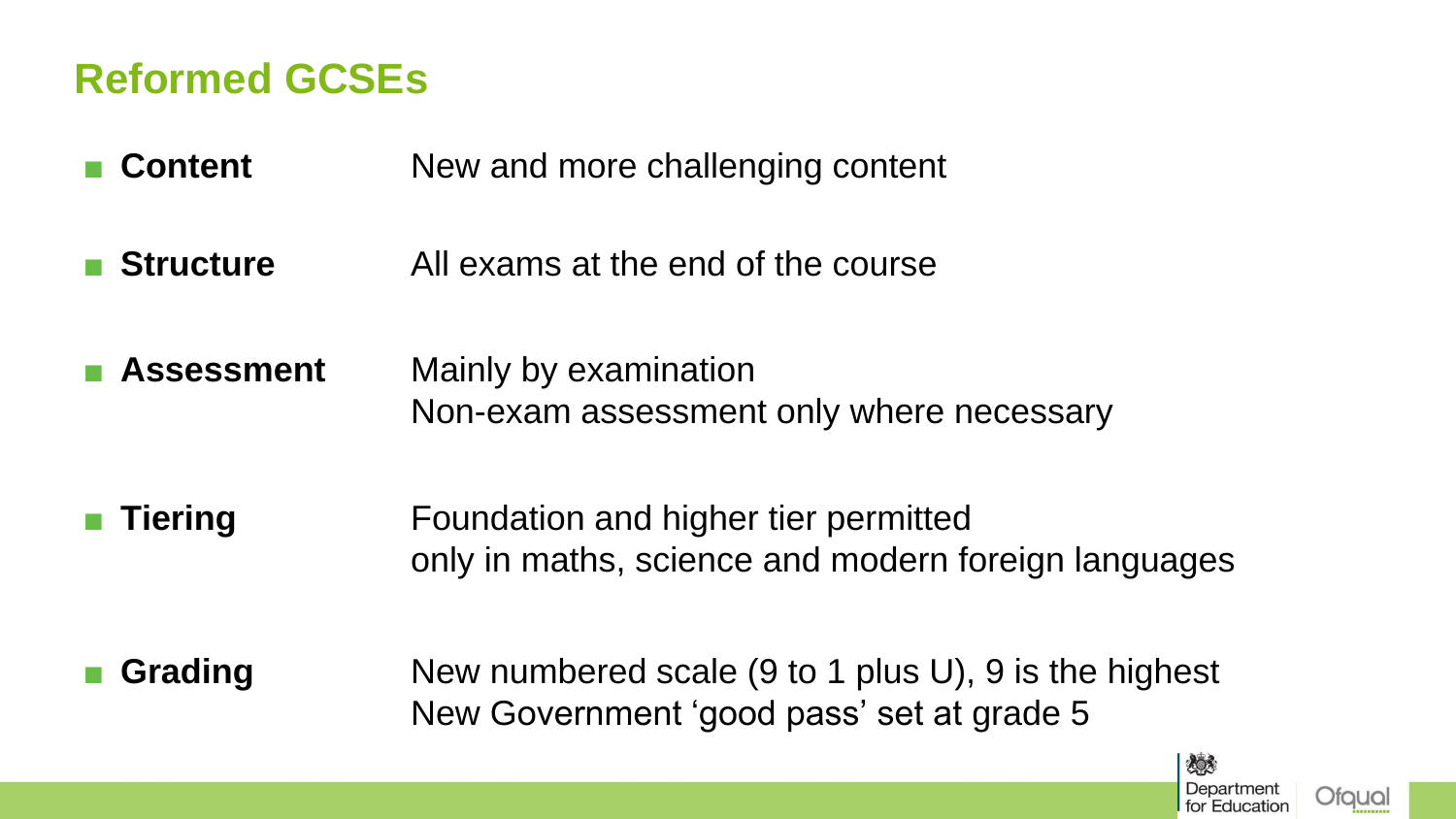# Reformed GCSEs

- **Content** — New and more challenging content
- **Structure** — All exams at the end of the course
- **Assessment** — Mainly by examination
  Non-exam assessment only where necessary
- **Tiering** — Foundation and higher tier permitted
  only in maths, science and modern foreign languages
- **Grading** — New numbered scale (9 to 1 plus U), 9 is the highest
  New Government 'good pass' set at grade 5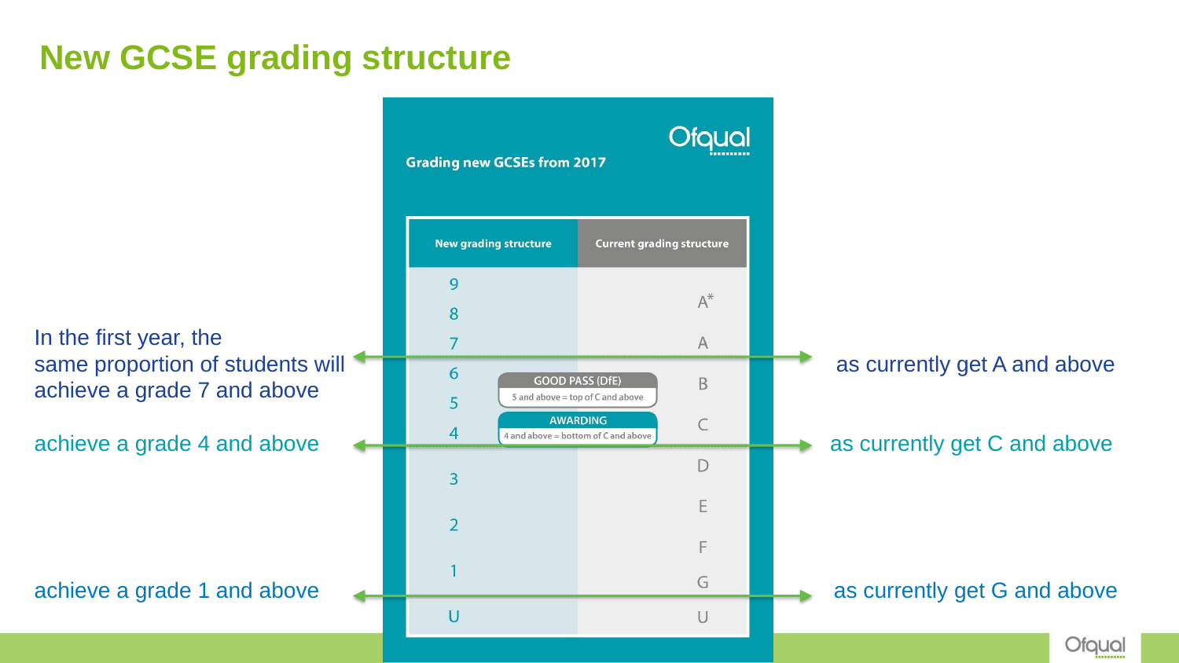# New GCSE grading structure

**Grading new GCSEs from 2017**

| New grading structure | Current grading structure |
|---|---|
| 9 | |
| | A* |
| 8 | |
| 7 | A |
| 6 | B |
| 5 | |
| 4 | C |
| 3 | D |
| | E |
| 2 | |
| | F |
| 1 | G |
| U | U |

GOOD PASS (DfE): 5 and above = top of C and above

AWARDING: 4 and above = bottom of C and above

In the first year, the same proportion of students will achieve a grade 7 and above as currently get A and above

achieve a grade 4 and above as currently get C and above

achieve a grade 1 and above as currently get G and above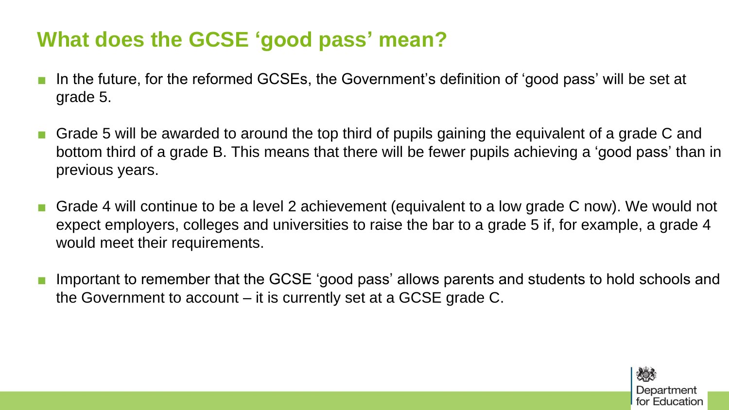## What does the GCSE 'good pass' mean?

- In the future, for the reformed GCSEs, the Government's definition of 'good pass' will be set at grade 5.
- Grade 5 will be awarded to around the top third of pupils gaining the equivalent of a grade C and bottom third of a grade B. This means that there will be fewer pupils achieving a 'good pass' than in previous years.
- Grade 4 will continue to be a level 2 achievement (equivalent to a low grade C now). We would not expect employers, colleges and universities to raise the bar to a grade 5 if, for example, a grade 4 would meet their requirements.
- Important to remember that the GCSE 'good pass' allows parents and students to hold schools and the Government to account – it is currently set at a GCSE grade C.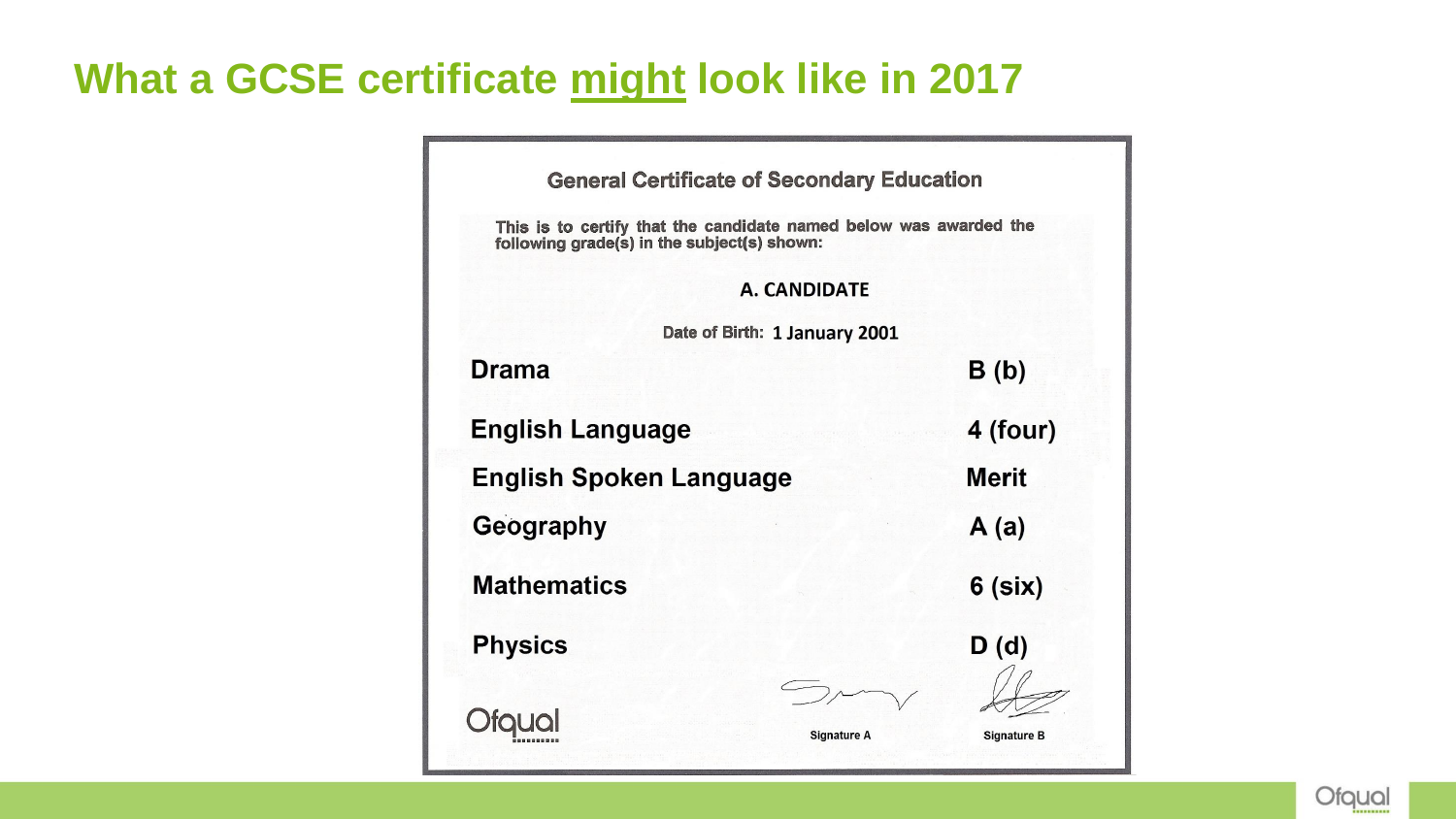# What a GCSE certificate *might* look like in 2017

**General Certificate of Secondary Education**

This is to certify that the candidate named below was awarded the following grade(s) in the subject(s) shown:

**A. CANDIDATE**

Date of Birth: **1 January 2001**

| Subject | Grade |
|---|---|
| **Drama** | **B (b)** |
| **English Language** | **4 (four)** |
| **English Spoken Language** | **Merit** |
| **Geography** | **A (a)** |
| **Mathematics** | **6 (six)** |
| **Physics** | **D (d)** |

Ofqual

Signature A

Signature B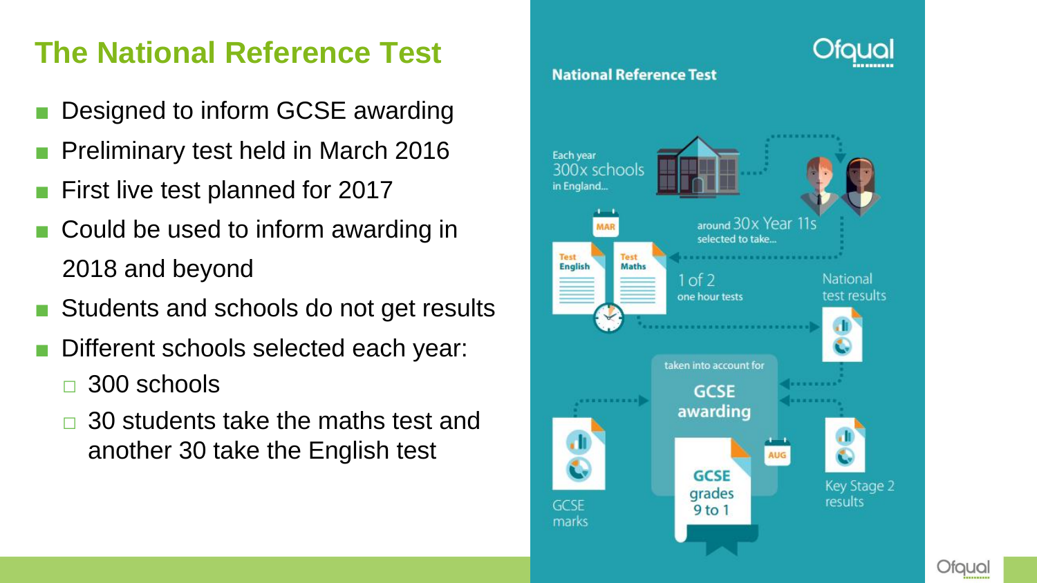## The National Reference Test

- Designed to inform GCSE awarding
- Preliminary test held in March 2016
- First live test planned for 2017
- Could be used to inform awarding in 2018 and beyond
- Students and schools do not get results
- Different schools selected each year:
  - 300 schools
  - 30 students take the maths test and another 30 take the English test

**National Reference Test**

Each year 300x schools in England...

around 30x Year 11s selected to take...

MAR

Test English

Test Maths

1 of 2 one hour tests

National test results

taken into account for

GCSE awarding

GCSE marks

AUG

GCSE grades 9 to 1

Key Stage 2 results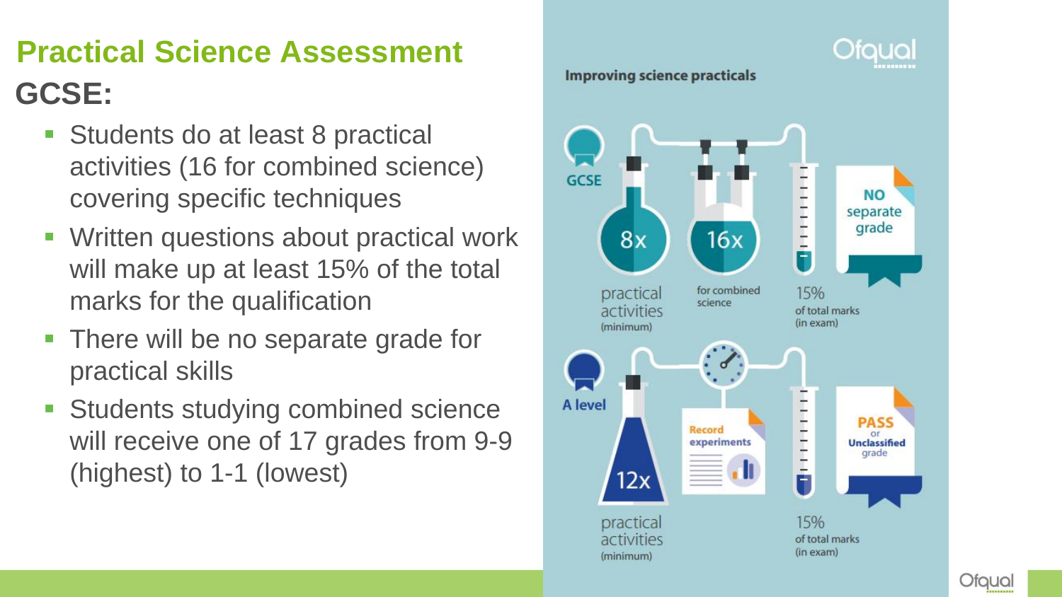# Practical Science Assessment

## GCSE:

- Students do at least 8 practical activities (16 for combined science) covering specific techniques
- Written questions about practical work will make up at least 15% of the total marks for the qualification
- There will be no separate grade for practical skills
- Students studying combined science will receive one of 17 grades from 9-9 (highest) to 1-1 (lowest)

Ofqual

Improving science practicals

GCSE

8x practical activities (minimum)

16x for combined science

15% of total marks (in exam)

NO separate grade

A level

12x practical activities (minimum)

Record experiments

15% of total marks (in exam)

PASS or Unclassified grade